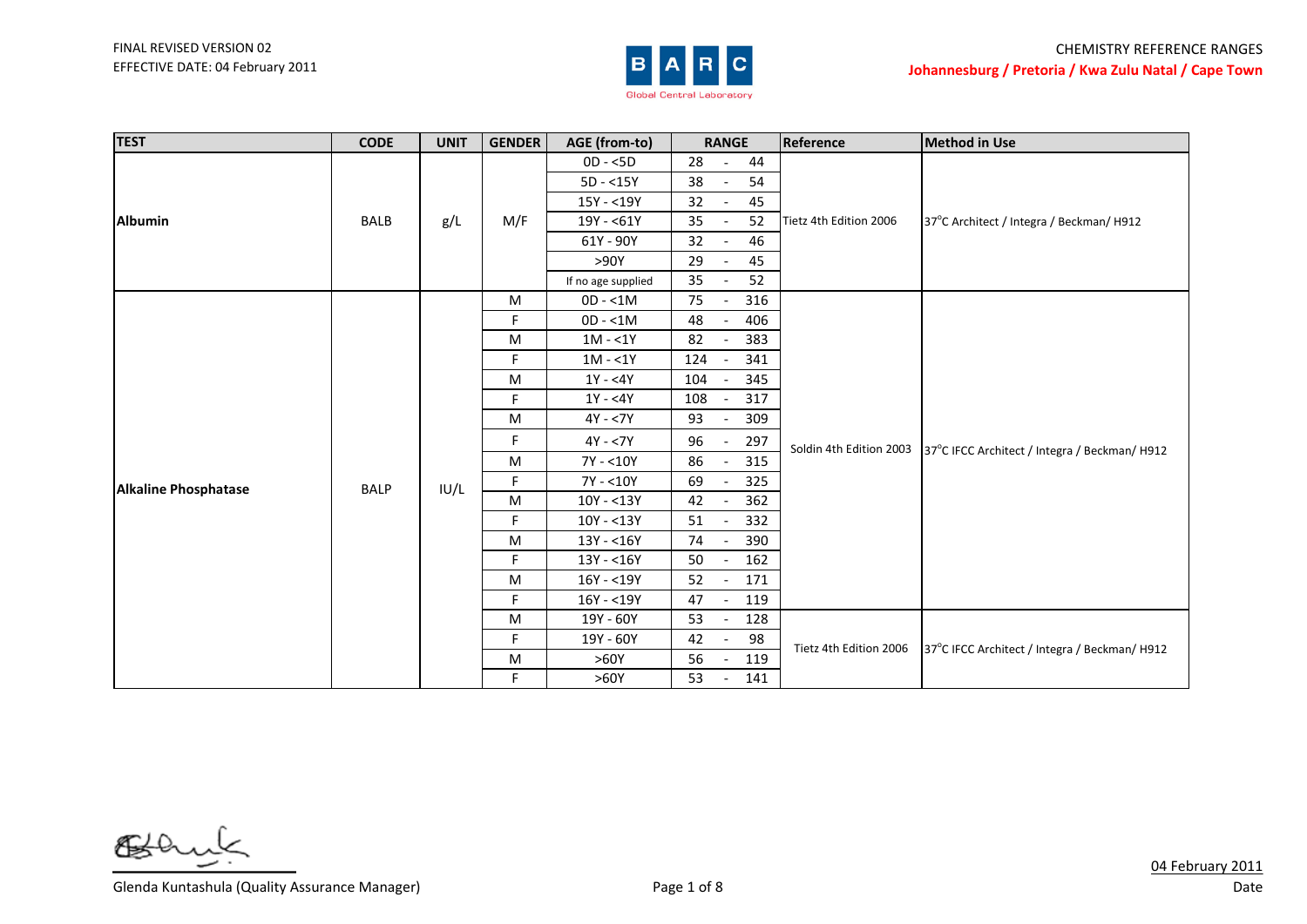FINAL REVISED VERSION 02
EFFECTIVE DATE: 04 February 2011

BARC Global Central Laboratory

CHEMISTRY REFERENCE RANGES
**Johannesburg / Pretoria / Kwa Zulu Natal / Cape Town**

| TEST | CODE | UNIT | GENDER | AGE (from-to) | RANGE | Reference | Method in Use |
|---|---|---|---|---|---|---|---|
| **Albumin** | BALB | g/L | M/F | 0D - <5D | 28 - 44 | Tietz 4th Edition 2006 | 37°C Architect / Integra / Beckman/ H912 |
| | | | | 5D - <15Y | 38 - 54 | | |
| | | | | 15Y - <19Y | 32 - 45 | | |
| | | | | 19Y - <61Y | 35 - 52 | | |
| | | | | 61Y - 90Y | 32 - 46 | | |
| | | | | >90Y | 29 - 45 | | |
| | | | | If no age supplied | 35 - 52 | | |
| **Alkaline Phosphatase** | BALP | IU/L | M | 0D - <1M | 75 - 316 | Soldin 4th Edition 2003 | 37°C IFCC Architect / Integra / Beckman/ H912 |
| | | | F | 0D - <1M | 48 - 406 | | |
| | | | M | 1M - <1Y | 82 - 383 | | |
| | | | F | 1M - <1Y | 124 - 341 | | |
| | | | M | 1Y - <4Y | 104 - 345 | | |
| | | | F | 1Y - <4Y | 108 - 317 | | |
| | | | M | 4Y - <7Y | 93 - 309 | | |
| | | | F | 4Y - <7Y | 96 - 297 | | |
| | | | M | 7Y - <10Y | 86 - 315 | | |
| | | | F | 7Y - <10Y | 69 - 325 | | |
| | | | M | 10Y - <13Y | 42 - 362 | | |
| | | | F | 10Y - <13Y | 51 - 332 | | |
| | | | M | 13Y - <16Y | 74 - 390 | | |
| | | | F | 13Y - <16Y | 50 - 162 | | |
| | | | M | 16Y - <19Y | 52 - 171 | | |
| | | | F | 16Y - <19Y | 47 - 119 | | |
| | | | M | 19Y - 60Y | 53 - 128 | Tietz 4th Edition 2006 | 37°C IFCC Architect / Integra / Beckman/ H912 |
| | | | F | 19Y - 60Y | 42 - 98 | | |
| | | | M | >60Y | 56 - 119 | | |
| | | | F | >60Y | 53 - 141 | | |

Glenda Kuntashula (Quality Assurance Manager)

04 February 2011
Date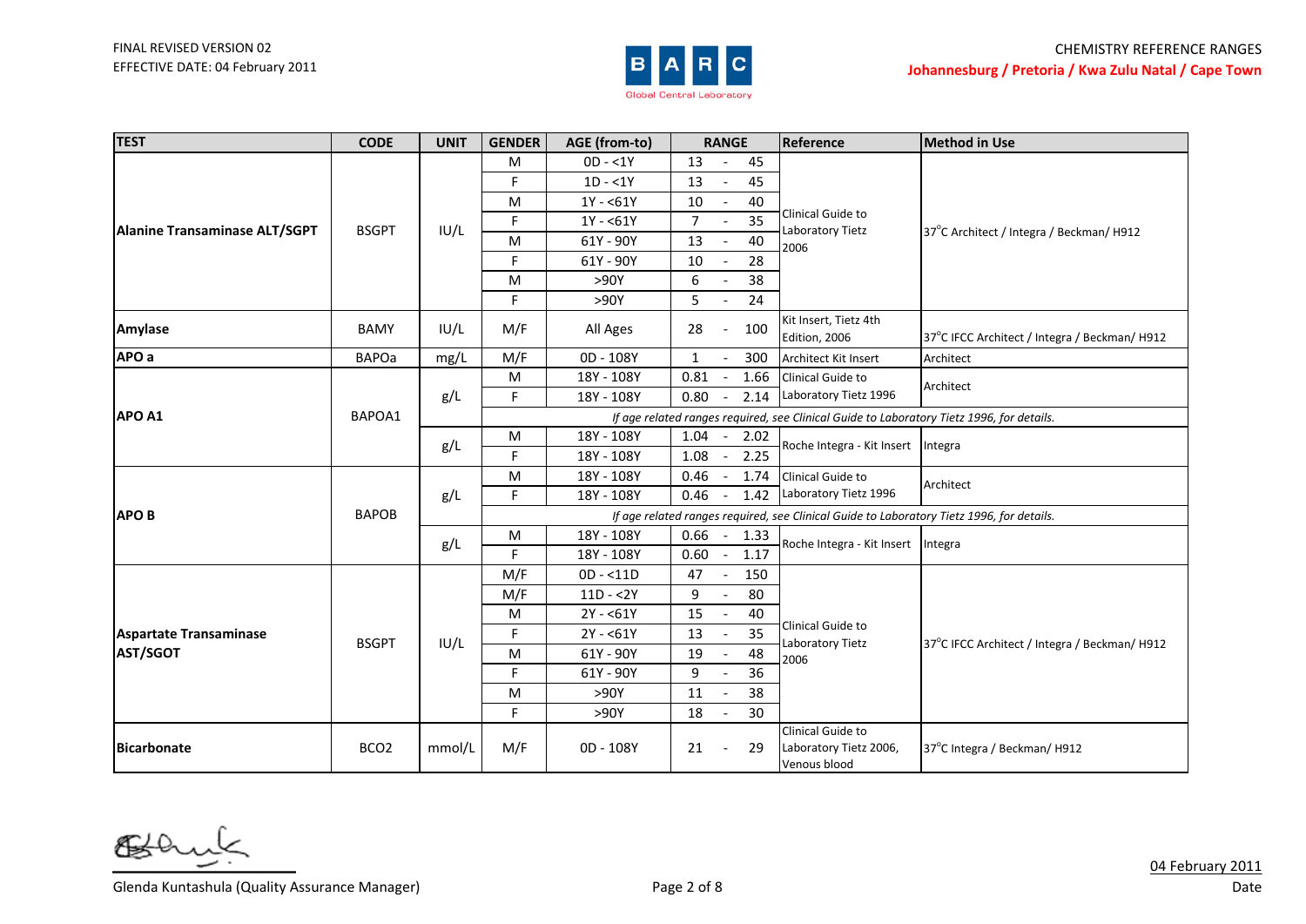FINAL REVISED VERSION 02
EFFECTIVE DATE: 04 February 2011

BARC Global Central Laboratory

CHEMISTRY REFERENCE RANGES
**Johannesburg / Pretoria / Kwa Zulu Natal / Cape Town**

| TEST | CODE | UNIT | GENDER | AGE (from-to) | RANGE | Reference | Method in Use |
|---|---|---|---|---|---|---|---|
| **Alanine Transaminase ALT/SGPT** | BSGPT | IU/L | M | 0D - <1Y | 13 - 45 | Clinical Guide to Laboratory Tietz 2006 | 37°C Architect / Integra / Beckman/ H912 |
| | | | F | 1D - <1Y | 13 - 45 | | |
| | | | M | 1Y - <61Y | 10 - 40 | | |
| | | | F | 1Y - <61Y | 7 - 35 | | |
| | | | M | 61Y - 90Y | 13 - 40 | | |
| | | | F | 61Y - 90Y | 10 - 28 | | |
| | | | M | >90Y | 6 - 38 | | |
| | | | F | >90Y | 5 - 24 | | |
| **Amylase** | BAMY | IU/L | M/F | All Ages | 28 - 100 | Kit Insert, Tietz 4th Edition, 2006 | 37°C IFCC Architect / Integra / Beckman/ H912 |
| **APO a** | BAPOa | mg/L | M/F | 0D - 108Y | 1 - 300 | Architect Kit Insert | Architect |
| **APO A1** | BAPOA1 | g/L | M | 18Y - 108Y | 0.81 - 1.66 | Clinical Guide to Laboratory Tietz 1996 | Architect |
| | | | F | 18Y - 108Y | 0.80 - 2.14 | | |
| | | | *If age related ranges required, see Clinical Guide to Laboratory Tietz 1996, for details.* | | | | |
| | | g/L | M | 18Y - 108Y | 1.04 - 2.02 | Roche Integra - Kit Insert | Integra |
| | | | F | 18Y - 108Y | 1.08 - 2.25 | | |
| **APO B** | BAPOB | g/L | M | 18Y - 108Y | 0.46 - 1.74 | Clinical Guide to Laboratory Tietz 1996 | Architect |
| | | | F | 18Y - 108Y | 0.46 - 1.42 | | |
| | | | *If age related ranges required, see Clinical Guide to Laboratory Tietz 1996, for details.* | | | | |
| | | g/L | M | 18Y - 108Y | 0.66 - 1.33 | Roche Integra - Kit Insert | Integra |
| | | | F | 18Y - 108Y | 0.60 - 1.17 | | |
| **Aspartate Transaminase AST/SGOT** | BSGPT | IU/L | M/F | 0D - <11D | 47 - 150 | Clinical Guide to Laboratory Tietz 2006 | 37°C IFCC Architect / Integra / Beckman/ H912 |
| | | | M/F | 11D - <2Y | 9 - 80 | | |
| | | | M | 2Y - <61Y | 15 - 40 | | |
| | | | F | 2Y - <61Y | 13 - 35 | | |
| | | | M | 61Y - 90Y | 19 - 48 | | |
| | | | F | 61Y - 90Y | 9 - 36 | | |
| | | | M | >90Y | 11 - 38 | | |
| | | | F | >90Y | 18 - 30 | | |
| **Bicarbonate** | BCO2 | mmol/L | M/F | 0D - 108Y | 21 - 29 | Clinical Guide to Laboratory Tietz 2006, Venous blood | 37°C Integra / Beckman/ H912 |

Glenda Kuntashula (Quality Assurance Manager)

04 February 2011
Date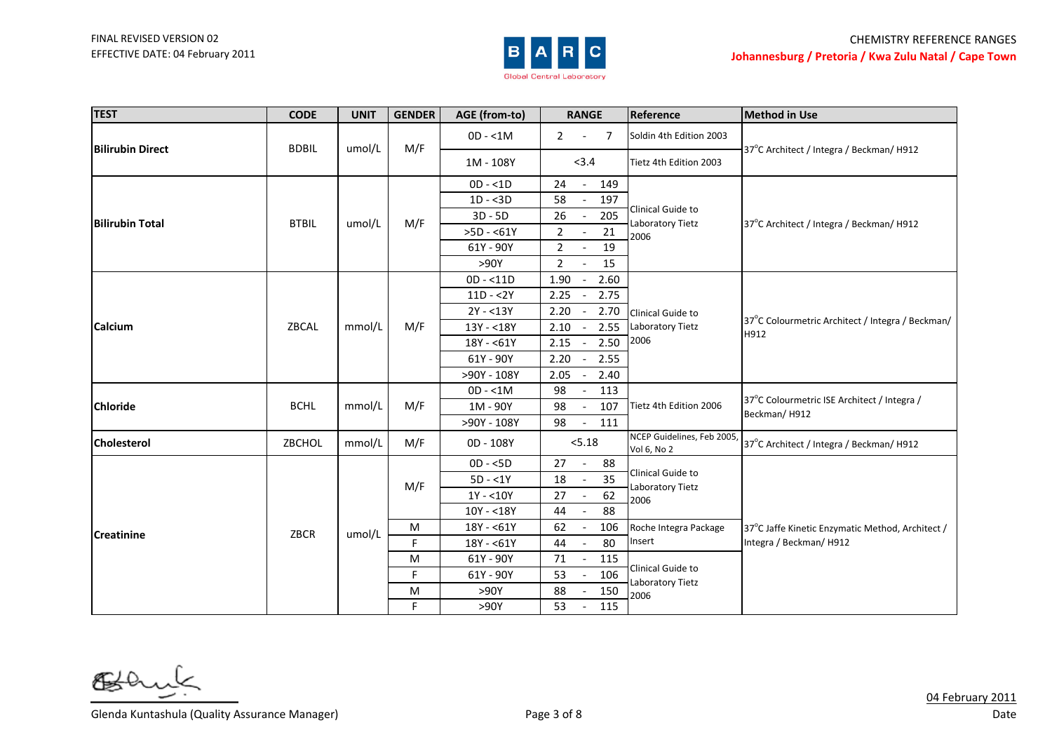FINAL REVISED VERSION 02
EFFECTIVE DATE: 04 February 2011

CHEMISTRY REFERENCE RANGES
**Johannesburg / Pretoria / Kwa Zulu Natal / Cape Town**

| TEST | CODE | UNIT | GENDER | AGE (from-to) | RANGE | Reference | Method in Use |
|---|---|---|---|---|---|---|---|
| **Bilirubin Direct** | BDBIL | umol/L | M/F | 0D - <1M | 2 - 7 | Soldin 4th Edition 2003 | 37°C Architect / Integra / Beckman/ H912 |
| | | | | 1M - 108Y | <3.4 | Tietz 4th Edition 2003 | |
| **Bilirubin Total** | BTBIL | umol/L | M/F | 0D - <1D | 24 - 149 | Clinical Guide to Laboratory Tietz 2006 | 37°C Architect / Integra / Beckman/ H912 |
| | | | | 1D - <3D | 58 - 197 | | |
| | | | | 3D - 5D | 26 - 205 | | |
| | | | | >5D - <61Y | 2 - 21 | | |
| | | | | 61Y - 90Y | 2 - 19 | | |
| | | | | >90Y | 2 - 15 | | |
| **Calcium** | ZBCAL | mmol/L | M/F | 0D - <11D | 1.90 - 2.60 | Clinical Guide to Laboratory Tietz 2006 | 37°C Colourmetric Architect / Integra / Beckman/ H912 |
| | | | | 11D - <2Y | 2.25 - 2.75 | | |
| | | | | 2Y - <13Y | 2.20 - 2.70 | | |
| | | | | 13Y - <18Y | 2.10 - 2.55 | | |
| | | | | 18Y - <61Y | 2.15 - 2.50 | | |
| | | | | 61Y - 90Y | 2.20 - 2.55 | | |
| | | | | >90Y - 108Y | 2.05 - 2.40 | | |
| **Chloride** | BCHL | mmol/L | M/F | 0D - <1M | 98 - 113 | Tietz 4th Edition 2006 | 37°C Colourmetric ISE Architect / Integra / Beckman/ H912 |
| | | | | 1M - 90Y | 98 - 107 | | |
| | | | | >90Y - 108Y | 98 - 111 | | |
| **Cholesterol** | ZBCHOL | mmol/L | M/F | 0D - 108Y | <5.18 | NCEP Guidelines, Feb 2005, Vol 6, No 2 | 37°C Architect / Integra / Beckman/ H912 |
| **Creatinine** | ZBCR | umol/L | M/F | 0D - <5D | 27 - 88 | Clinical Guide to Laboratory Tietz 2006 | 37°C Jaffe Kinetic Enzymatic Method, Architect / Integra / Beckman/ H912 |
| | | | M/F | 5D - <1Y | 18 - 35 | | |
| | | | M/F | 1Y - <10Y | 27 - 62 | | |
| | | | M/F | 10Y - <18Y | 44 - 88 | | |
| | | | M | 18Y - <61Y | 62 - 106 | Roche Integra Package Insert | |
| | | | F | 18Y - <61Y | 44 - 80 | | |
| | | | M | 61Y - 90Y | 71 - 115 | Clinical Guide to Laboratory Tietz 2006 | |
| | | | F | 61Y - 90Y | 53 - 106 | | |
| | | | M | >90Y | 88 - 150 | | |
| | | | F | >90Y | 53 - 115 | | |

Glenda Kuntashula (Quality Assurance Manager)

04 February 2011
Date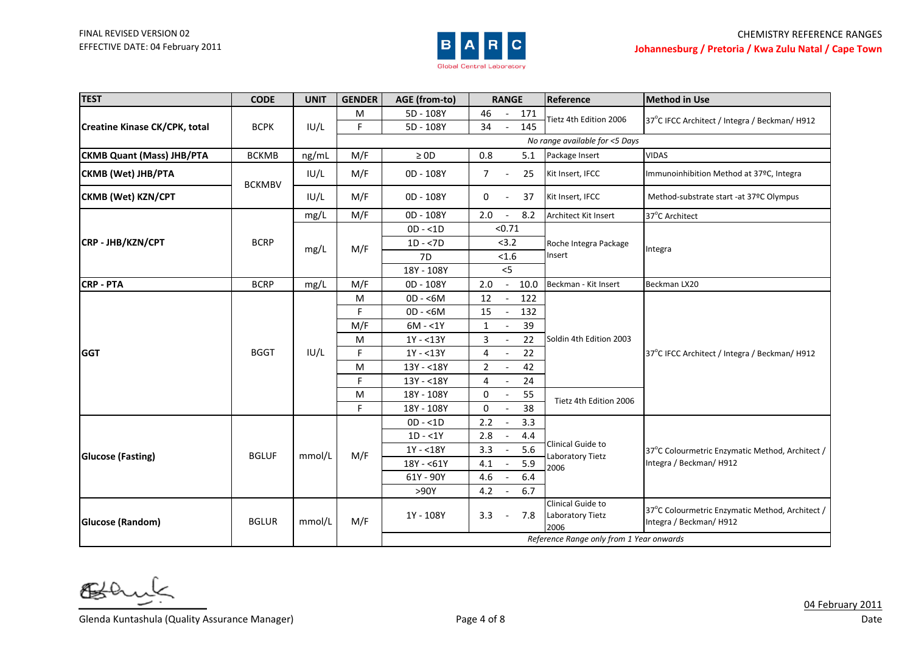FINAL REVISED VERSION 02
EFFECTIVE DATE: 04 February 2011

CHEMISTRY REFERENCE RANGES
**Johannesburg / Pretoria / Kwa Zulu Natal / Cape Town**

| TEST | CODE | UNIT | GENDER | AGE (from-to) | RANGE | Reference | Method in Use |
|---|---|---|---|---|---|---|---|
| **Creatine Kinase CK/CPK, total** | BCPK | IU/L | M | 5D - 108Y | 46 - 171 | Tietz 4th Edition 2006 | 37°C IFCC Architect / Integra / Beckman/ H912 |
| | | | F | 5D - 108Y | 34 - 145 | | |
| | | | *No range available for <5 Days* | | | | |
| **CKMB Quant (Mass) JHB/PTA** | BCKMB | ng/mL | M/F | ≥ 0D | 0.8 - 5.1 | Package Insert | VIDAS |
| **CKMB (Wet) JHB/PTA** | BCKMBV | IU/L | M/F | 0D - 108Y | 7 - 25 | Kit Insert, IFCC | Immunoinhibition Method at 37ºC, Integra |
| **CKMB (Wet) KZN/CPT** | | IU/L | M/F | 0D - 108Y | 0 - 37 | Kit Insert, IFCC | Method-substrate start -at 37ºC Olympus |
| **CRP - JHB/KZN/CPT** | BCRP | mg/L | M/F | 0D - 108Y | 2.0 - 8.2 | Architect Kit Insert | 37°C Architect |
| | | mg/L | M/F | 0D - <1D | <0.71 | Roche Integra Package Insert | Integra |
| | | | | 1D - <7D | <3.2 | | |
| | | | | 7D | <1.6 | | |
| | | | | 18Y - 108Y | <5 | | |
| **CRP - PTA** | BCRP | mg/L | M/F | 0D - 108Y | 2.0 - 10.0 | Beckman - Kit Insert | Beckman LX20 |
| **GGT** | BGGT | IU/L | M | 0D - <6M | 12 - 122 | Soldin 4th Edition 2003 | 37°C IFCC Architect / Integra / Beckman/ H912 |
| | | | F | 0D - <6M | 15 - 132 | | |
| | | | M/F | 6M - <1Y | 1 - 39 | | |
| | | | M | 1Y - <13Y | 3 - 22 | | |
| | | | F | 1Y - <13Y | 4 - 22 | | |
| | | | M | 13Y - <18Y | 2 - 42 | | |
| | | | F | 13Y - <18Y | 4 - 24 | | |
| | | | M | 18Y - 108Y | 0 - 55 | Tietz 4th Edition 2006 | |
| | | | F | 18Y - 108Y | 0 - 38 | | |
| **Glucose (Fasting)** | BGLUF | mmol/L | M/F | 0D - <1D | 2.2 - 3.3 | Clinical Guide to Laboratory Tietz 2006 | 37°C Colourmetric Enzymatic Method, Architect / Integra / Beckman/ H912 |
| | | | | 1D - <1Y | 2.8 - 4.4 | | |
| | | | | 1Y - <18Y | 3.3 - 5.6 | | |
| | | | | 18Y - <61Y | 4.1 - 5.9 | | |
| | | | | 61Y - 90Y | 4.6 - 6.4 | | |
| | | | | >90Y | 4.2 - 6.7 | | |
| **Glucose (Random)** | BGLUR | mmol/L | M/F | 1Y - 108Y | 3.3 - 7.8 | Clinical Guide to Laboratory Tietz 2006 | 37°C Colourmetric Enzymatic Method, Architect / Integra / Beckman/ H912 |
| | | | | *Reference Range only from 1 Year onwards* | | | |

Glenda Kuntashula (Quality Assurance Manager)

04 February 2011
Date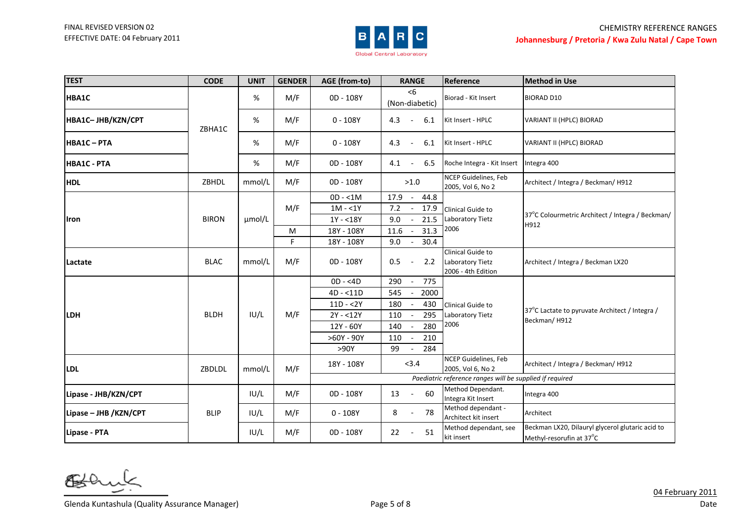FINAL REVISED VERSION 02
EFFECTIVE DATE: 04 February 2011

BARC Global Central Laboratory

CHEMISTRY REFERENCE RANGES
**Johannesburg / Pretoria / Kwa Zulu Natal / Cape Town**

| TEST | CODE | UNIT | GENDER | AGE (from-to) | RANGE | Reference | Method in Use |
|---|---|---|---|---|---|---|---|
| **HBA1C** | ZBHA1C | % | M/F | 0D - 108Y | <6 (Non-diabetic) | Biorad - Kit Insert | BIORAD D10 |
| **HBA1C– JHB/KZN/CPT** | | % | M/F | 0 - 108Y | 4.3 - 6.1 | Kit Insert - HPLC | VARIANT II (HPLC) BIORAD |
| **HBA1C – PTA** | | % | M/F | 0 - 108Y | 4.3 - 6.1 | Kit Insert - HPLC | VARIANT II (HPLC) BIORAD |
| **HBA1C - PTA** | | % | M/F | 0D - 108Y | 4.1 - 6.5 | Roche Integra - Kit Insert | Integra 400 |
| **HDL** | ZBHDL | mmol/L | M/F | 0D - 108Y | >1.0 | NCEP Guidelines, Feb 2005, Vol 6, No 2 | Architect / Integra / Beckman/ H912 |
| **Iron** | BIRON | µmol/L | M/F | 0D - <1M | 17.9 - 44.8 | Clinical Guide to Laboratory Tietz 2006 | 37°C Colourmetric Architect / Integra / Beckman/ H912 |
| | | | | 1M - <1Y | 7.2 - 17.9 | | |
| | | | | 1Y - <18Y | 9.0 - 21.5 | | |
| | | | M | 18Y - 108Y | 11.6 - 31.3 | | |
| | | | F | 18Y - 108Y | 9.0 - 30.4 | | |
| **Lactate** | BLAC | mmol/L | M/F | 0D - 108Y | 0.5 - 2.2 | Clinical Guide to Laboratory Tietz 2006 - 4th Edition | Architect / Integra / Beckman LX20 |
| **LDH** | BLDH | IU/L | M/F | 0D - <4D | 290 - 775 | Clinical Guide to Laboratory Tietz 2006 | 37°C Lactate to pyruvate Architect / Integra / Beckman/ H912 |
| | | | | 4D - <11D | 545 - 2000 | | |
| | | | | 11D - <2Y | 180 - 430 | | |
| | | | | 2Y - <12Y | 110 - 295 | | |
| | | | | 12Y - 60Y | 140 - 280 | | |
| | | | | >60Y - 90Y | 110 - 210 | | |
| | | | | >90Y | 99 - 284 | | |
| **LDL** | ZBDLDL | mmol/L | M/F | 18Y - 108Y | <3.4 | NCEP Guidelines, Feb 2005, Vol 6, No 2 | Architect / Integra / Beckman/ H912 |
| | | | | *Paediatric reference ranges will be supplied if required* | | | |
| **Lipase - JHB/KZN/CPT** | BLIP | IU/L | M/F | 0D - 108Y | 13 - 60 | Method Dependant. Integra Kit Insert | Integra 400 |
| **Lipase – JHB /KZN/CPT** | | IU/L | M/F | 0 - 108Y | 8 - 78 | Method dependant - Architect kit insert | Architect |
| **Lipase - PTA** | | IU/L | M/F | 0D - 108Y | 22 - 51 | Method dependant, see kit insert | Beckman LX20, Dilauryl glycerol glutaric acid to Methyl-resorufin at 37°C |

Glenda Kuntashula (Quality Assurance Manager)

04 February 2011
Date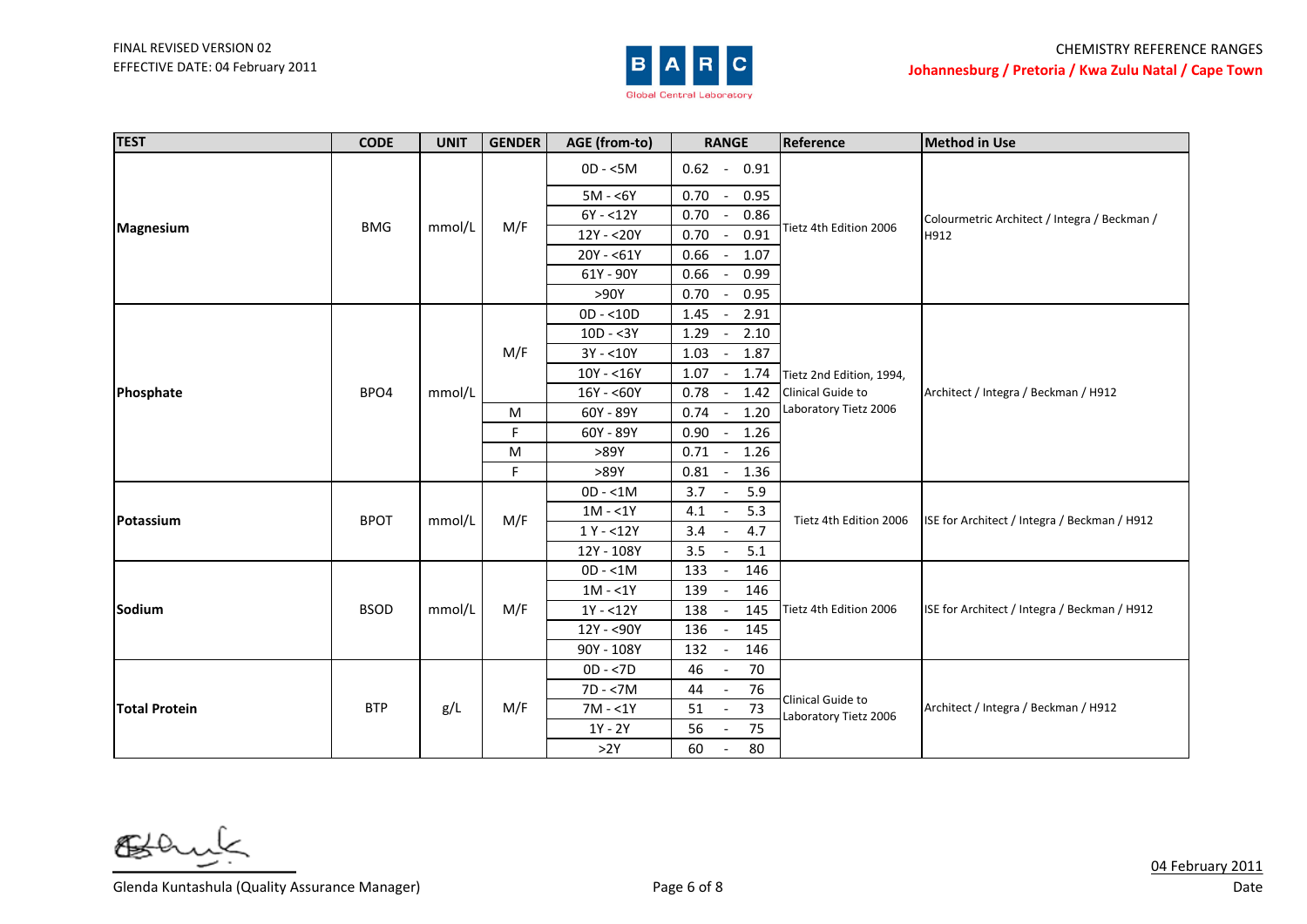FINAL REVISED VERSION 02
EFFECTIVE DATE: 04 February 2011

CHEMISTRY REFERENCE RANGES
**Johannesburg / Pretoria / Kwa Zulu Natal / Cape Town**

| TEST | CODE | UNIT | GENDER | AGE (from-to) | RANGE | Reference | Method in Use |
|---|---|---|---|---|---|---|---|
| **Magnesium** | BMG | mmol/L | M/F | 0D - <5M | 0.62 - 0.91 | Tietz 4th Edition 2006 | Colourmetric Architect / Integra / Beckman / H912 |
| | | | | 5M - <6Y | 0.70 - 0.95 | | |
| | | | | 6Y - <12Y | 0.70 - 0.86 | | |
| | | | | 12Y - <20Y | 0.70 - 0.91 | | |
| | | | | 20Y - <61Y | 0.66 - 1.07 | | |
| | | | | 61Y - 90Y | 0.66 - 0.99 | | |
| | | | | >90Y | 0.70 - 0.95 | | |
| **Phosphate** | BPO4 | mmol/L | M/F | 0D - <10D | 1.45 - 2.91 | Tietz 2nd Edition, 1994, Clinical Guide to Laboratory Tietz 2006 | Architect / Integra / Beckman / H912 |
| | | | M/F | 10D - <3Y | 1.29 - 2.10 | | |
| | | | M/F | 3Y - <10Y | 1.03 - 1.87 | | |
| | | | M/F | 10Y - <16Y | 1.07 - 1.74 | | |
| | | | M/F | 16Y - <60Y | 0.78 - 1.42 | | |
| | | | M | 60Y - 89Y | 0.74 - 1.20 | | |
| | | | F | 60Y - 89Y | 0.90 - 1.26 | | |
| | | | M | >89Y | 0.71 - 1.26 | | |
| | | | F | >89Y | 0.81 - 1.36 | | |
| **Potassium** | BPOT | mmol/L | M/F | 0D - <1M | 3.7 - 5.9 | Tietz 4th Edition 2006 | ISE for Architect / Integra / Beckman / H912 |
| | | | | 1M - <1Y | 4.1 - 5.3 | | |
| | | | | 1 Y - <12Y | 3.4 - 4.7 | | |
| | | | | 12Y - 108Y | 3.5 - 5.1 | | |
| **Sodium** | BSOD | mmol/L | M/F | 0D - <1M | 133 - 146 | Tietz 4th Edition 2006 | ISE for Architect / Integra / Beckman / H912 |
| | | | | 1M - <1Y | 139 - 146 | | |
| | | | | 1Y - <12Y | 138 - 145 | | |
| | | | | 12Y - <90Y | 136 - 145 | | |
| | | | | 90Y - 108Y | 132 - 146 | | |
| **Total Protein** | BTP | g/L | M/F | 0D - <7D | 46 - 70 | Clinical Guide to Laboratory Tietz 2006 | Architect / Integra / Beckman / H912 |
| | | | | 7D - <7M | 44 - 76 | | |
| | | | | 7M - <1Y | 51 - 73 | | |
| | | | | 1Y - 2Y | 56 - 75 | | |
| | | | | >2Y | 60 - 80 | | |

Glenda Kuntashula (Quality Assurance Manager)

04 February 2011
Date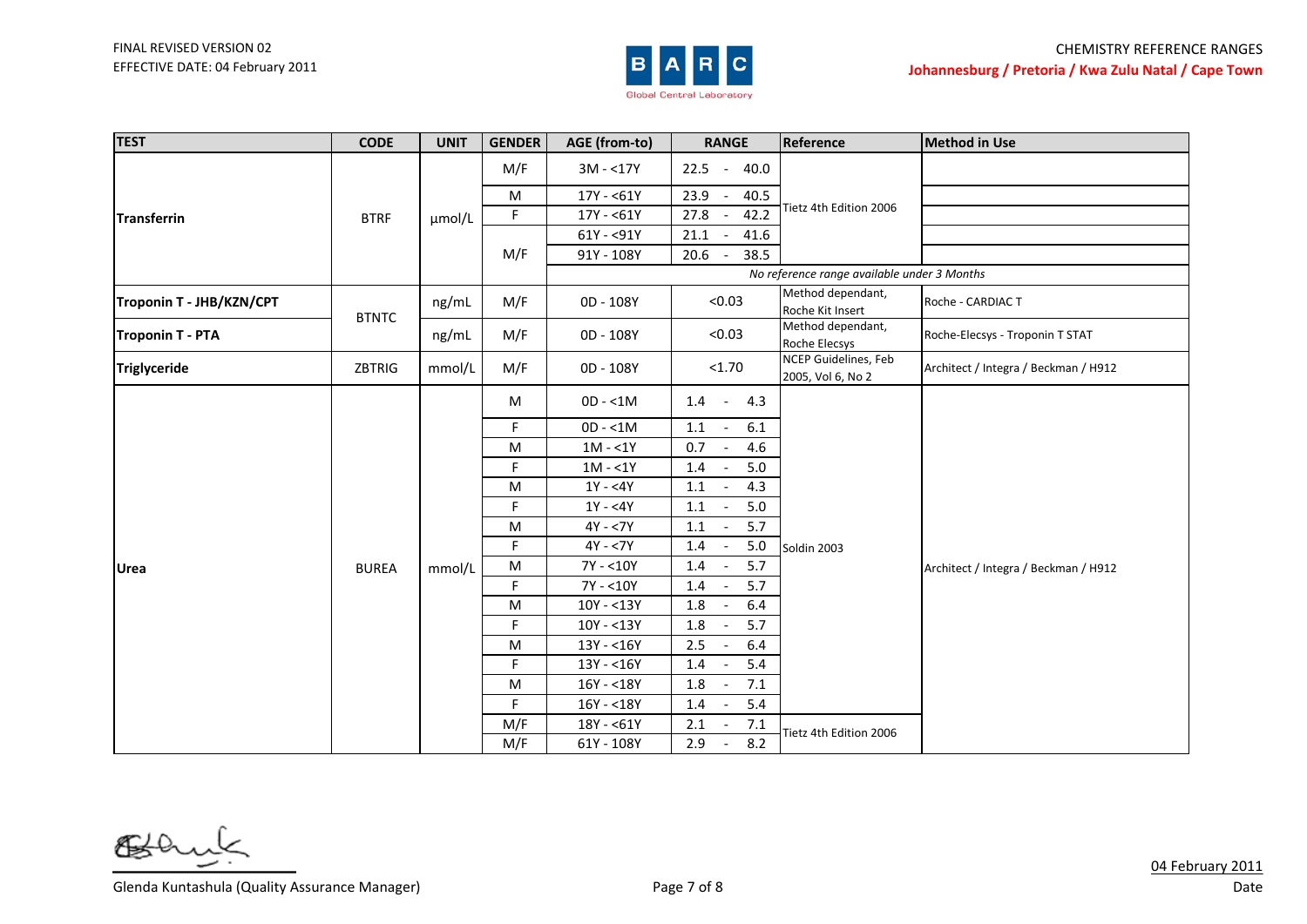| TEST | CODE | UNIT | GENDER | AGE (from-to) | RANGE | Reference | Method in Use |
|---|---|---|---|---|---|---|---|
| Transferrin | BTRF | µmol/L | M/F | 3M - <17Y | 22.5 - 40.0 | Tietz 4th Edition 2006 | |
| | | | M | 17Y - <61Y | 23.9 - 40.5 | | |
| | | | F | 17Y - <61Y | 27.8 - 42.2 | | |
| | | | M/F | 61Y - <91Y | 21.1 - 41.6 | | |
| | | | | 91Y - 108Y | 20.6 - 38.5 | | |
| | | | | *No reference range available under 3 Months* | | | |
| Troponin T - JHB/KZN/CPT | BTNTC | ng/mL | M/F | 0D - 108Y | <0.03 | Method dependant, Roche Kit Insert | Roche - CARDIAC T |
| Troponin T - PTA | | ng/mL | M/F | 0D - 108Y | <0.03 | Method dependant, Roche Elecsys | Roche-Elecsys - Troponin T STAT |
| Triglyceride | ZBTRIG | mmol/L | M/F | 0D - 108Y | <1.70 | NCEP Guidelines, Feb 2005, Vol 6, No 2 | Architect / Integra / Beckman / H912 |
| Urea | BUREA | mmol/L | M | 0D - <1M | 1.4 - 4.3 | Soldin 2003 | Architect / Integra / Beckman / H912 |
| | | | F | 0D - <1M | 1.1 - 6.1 | | |
| | | | M | 1M - <1Y | 0.7 - 4.6 | | |
| | | | F | 1M - <1Y | 1.4 - 5.0 | | |
| | | | M | 1Y - <4Y | 1.1 - 4.3 | | |
| | | | F | 1Y - <4Y | 1.1 - 5.0 | | |
| | | | M | 4Y - <7Y | 1.1 - 5.7 | | |
| | | | F | 4Y - <7Y | 1.4 - 5.0 | | |
| | | | M | 7Y - <10Y | 1.4 - 5.7 | | |
| | | | F | 7Y - <10Y | 1.4 - 5.7 | | |
| | | | M | 10Y - <13Y | 1.8 - 6.4 | | |
| | | | F | 10Y - <13Y | 1.8 - 5.7 | | |
| | | | M | 13Y - <16Y | 2.5 - 6.4 | | |
| | | | F | 13Y - <16Y | 1.4 - 5.4 | | |
| | | | M | 16Y - <18Y | 1.8 - 7.1 | | |
| | | | F | 16Y - <18Y | 1.4 - 5.4 | | |
| | | | M/F | 18Y - <61Y | 2.1 - 7.1 | Tietz 4th Edition 2006 | |
| | | | M/F | 61Y - 108Y | 2.9 - 8.2 | | |

Glenda Kuntashula (Quality Assurance Manager)

04 February 2011

Date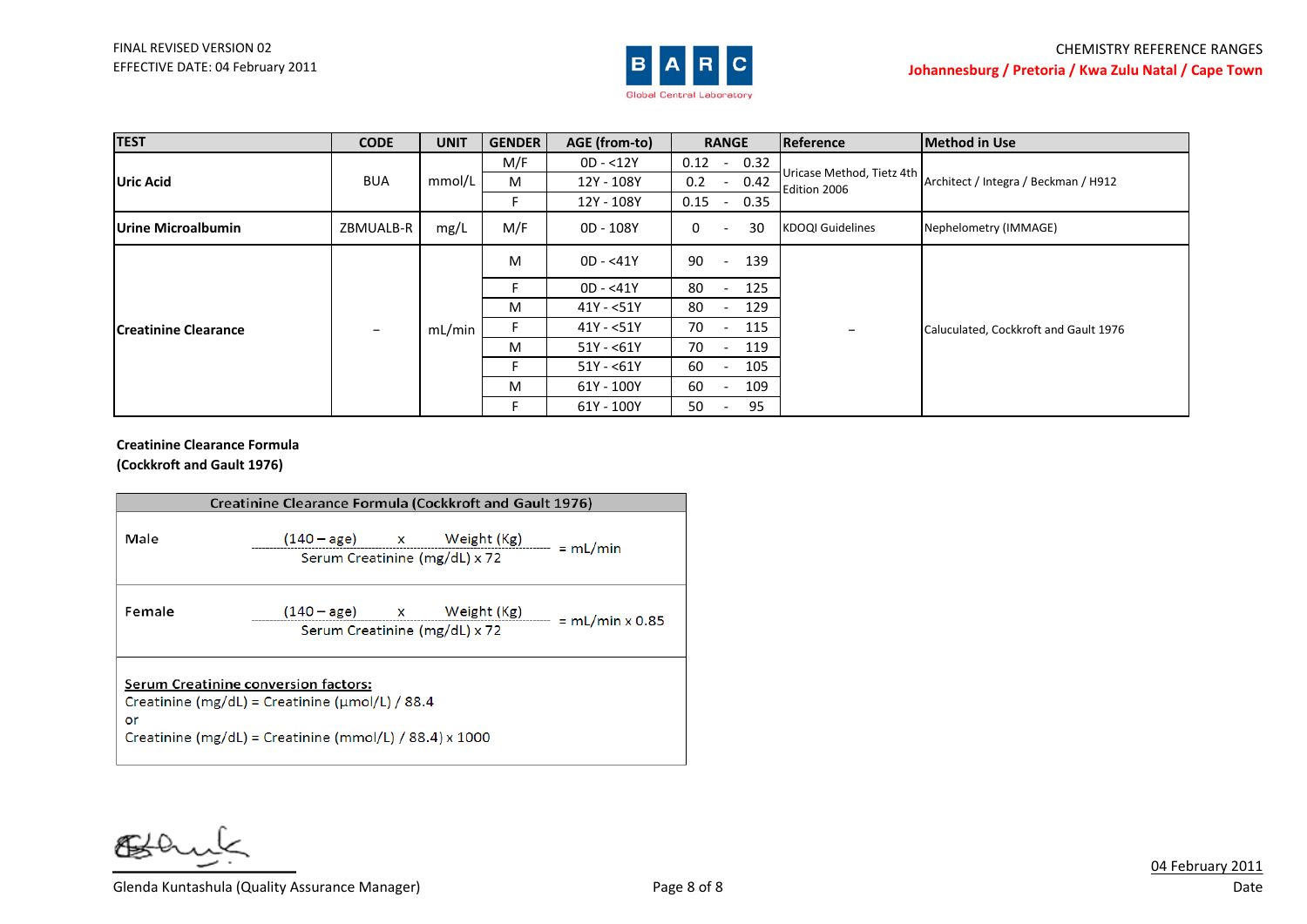FINAL REVISED VERSION 02
EFFECTIVE DATE: 04 February 2011

CHEMISTRY REFERENCE RANGES
**Johannesburg / Pretoria / Kwa Zulu Natal / Cape Town**

| TEST | CODE | UNIT | GENDER | AGE (from-to) | RANGE | Reference | Method in Use |
|---|---|---|---|---|---|---|---|
| **Uric Acid** | BUA | mmol/L | M/F | 0D - <12Y | 0.12 - 0.32 | Uricase Method, Tietz 4th Edition 2006 | Architect / Integra / Beckman / H912 |
| | | | M | 12Y - 108Y | 0.2 - 0.42 | | |
| | | | F | 12Y - 108Y | 0.15 - 0.35 | | |
| **Urine Microalbumin** | ZBMUALB-R | mg/L | M/F | 0D - 108Y | 0 - 30 | KDOQI Guidelines | Nephelometry (IMMAGE) |
| **Creatinine Clearance** | – | mL/min | M | 0D - <41Y | 90 - 139 | – | Caluculated, Cockkroft and Gault 1976 |
| | | | F | 0D - <41Y | 80 - 125 | | |
| | | | M | 41Y - <51Y | 80 - 129 | | |
| | | | F | 41Y - <51Y | 70 - 115 | | |
| | | | M | 51Y - <61Y | 70 - 119 | | |
| | | | F | 51Y - <61Y | 60 - 105 | | |
| | | | M | 61Y - 100Y | 60 - 109 | | |
| | | | F | 61Y - 100Y | 50 - 95 | | |

**Creatinine Clearance Formula**
**(Cockkroft and Gault 1976)**

**Creatinine Clearance Formula (Cockkroft and Gault 1976)**

Male

$$\frac{(140 - \text{age}) \times \text{Weight (Kg)}}{\text{Serum Creatinine (mg/dL)} \times 72} = \text{mL/min}$$

Female

$$\frac{(140 - \text{age}) \times \text{Weight (Kg)}}{\text{Serum Creatinine (mg/dL)} \times 72} = \text{mL/min} \times 0.85$$

<u>Serum Creatinine conversion factors:</u>
Creatinine (mg/dL) = Creatinine (µmol/L) / 88.4
or
Creatinine (mg/dL) = Creatinine (mmol/L) / 88.4) x 1000

Glenda Kuntashula (Quality Assurance Manager)

04 February 2011
Date